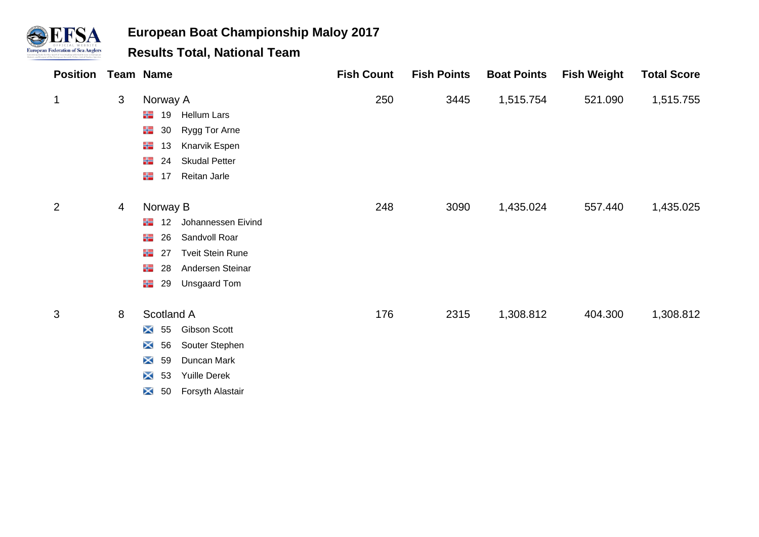# European Boat Championship Maloy 2017

## Results Total, National Team

| Position | Team | Name | Fish Count | Fish Points | Boat Points | Fish Weight | Total Score |
|---|---|---|---|---|---|---|---|
| 1 | 3 | Norway A | 250 | 3445 | 1,515.754 | 521.090 | 1,515.755 |
| | | 19 Hellum Lars | | | | | |
| | | 30 Rygg Tor Arne | | | | | |
| | | 13 Knarvik Espen | | | | | |
| | | 24 Skudal Petter | | | | | |
| | | 17 Reitan Jarle | | | | | |
| 2 | 4 | Norway B | 248 | 3090 | 1,435.024 | 557.440 | 1,435.025 |
| | | 12 Johannessen Eivind | | | | | |
| | | 26 Sandvoll Roar | | | | | |
| | | 27 Tveit Stein Rune | | | | | |
| | | 28 Andersen Steinar | | | | | |
| | | 29 Unsgaard Tom | | | | | |
| 3 | 8 | Scotland A | 176 | 2315 | 1,308.812 | 404.300 | 1,308.812 |
| | | 55 Gibson Scott | | | | | |
| | | 56 Souter Stephen | | | | | |
| | | 59 Duncan Mark | | | | | |
| | | 53 Yuille Derek | | | | | |
| | | 50 Forsyth Alastair | | | | | |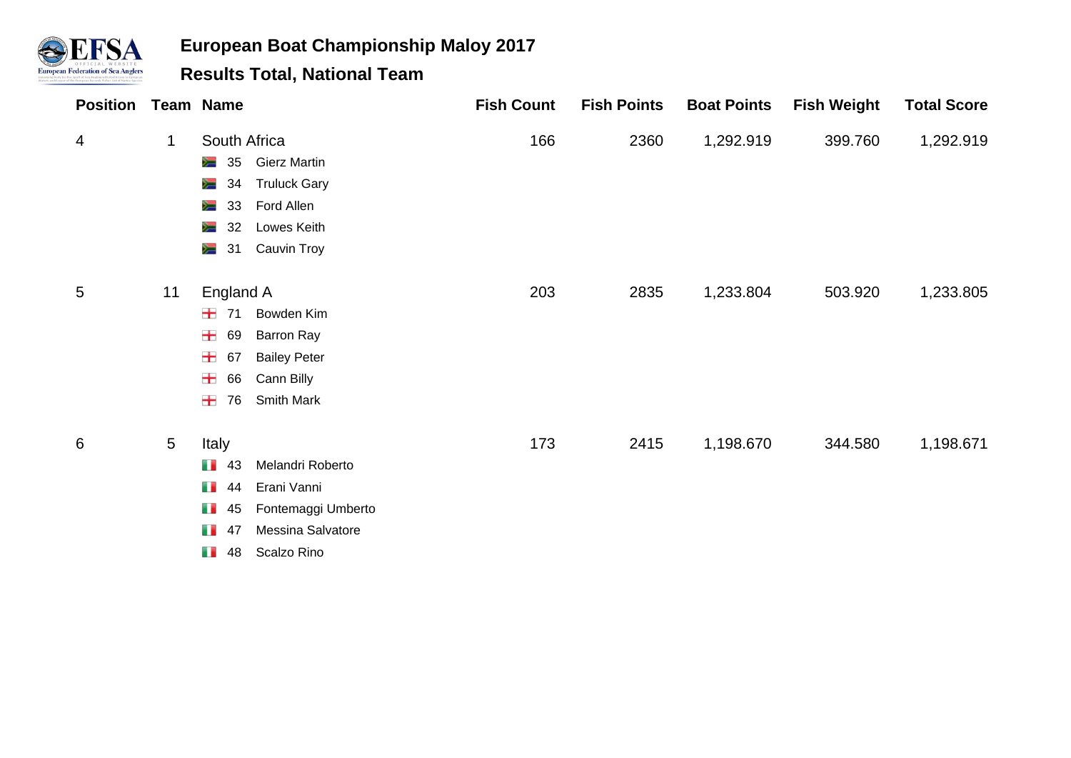## European Boat Championship Maloy 2017

## Results Total, National Team

| Position | Team | Name | Fish Count | Fish Points | Boat Points | Fish Weight | Total Score |
|---|---|---|---|---|---|---|---|
| 4 | 1 | South Africa | 166 | 2360 | 1,292.919 | 399.760 | 1,292.919 |
| | | 35 Gierz Martin | | | | | |
| | | 34 Truluck Gary | | | | | |
| | | 33 Ford Allen | | | | | |
| | | 32 Lowes Keith | | | | | |
| | | 31 Cauvin Troy | | | | | |
| 5 | 11 | England A | 203 | 2835 | 1,233.804 | 503.920 | 1,233.805 |
| | | 71 Bowden Kim | | | | | |
| | | 69 Barron Ray | | | | | |
| | | 67 Bailey Peter | | | | | |
| | | 66 Cann Billy | | | | | |
| | | 76 Smith Mark | | | | | |
| 6 | 5 | Italy | 173 | 2415 | 1,198.670 | 344.580 | 1,198.671 |
| | | 43 Melandri Roberto | | | | | |
| | | 44 Erani Vanni | | | | | |
| | | 45 Fontemaggi Umberto | | | | | |
| | | 47 Messina Salvatore | | | | | |
| | | 48 Scalzo Rino | | | | | |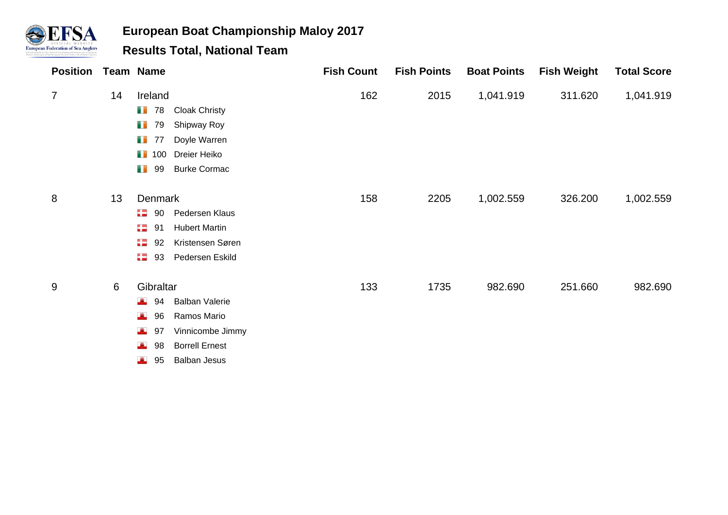## European Boat Championship Maloy 2017

### Results Total, National Team

| Position | Team | Name | Fish Count | Fish Points | Boat Points | Fish Weight | Total Score |
|---|---|---|---|---|---|---|---|
| 7 | 14 | Ireland | 162 | 2015 | 1,041.919 | 311.620 | 1,041.919 |
| | | 78 Cloak Christy | | | | | |
| | | 79 Shipway Roy | | | | | |
| | | 77 Doyle Warren | | | | | |
| | | 100 Dreier Heiko | | | | | |
| | | 99 Burke Cormac | | | | | |
| 8 | 13 | Denmark | 158 | 2205 | 1,002.559 | 326.200 | 1,002.559 |
| | | 90 Pedersen Klaus | | | | | |
| | | 91 Hubert Martin | | | | | |
| | | 92 Kristensen Søren | | | | | |
| | | 93 Pedersen Eskild | | | | | |
| 9 | 6 | Gibraltar | 133 | 1735 | 982.690 | 251.660 | 982.690 |
| | | 94 Balban Valerie | | | | | |
| | | 96 Ramos Mario | | | | | |
| | | 97 Vinnicombe Jimmy | | | | | |
| | | 98 Borrell Ernest | | | | | |
| | | 95 Balban Jesus | | | | | |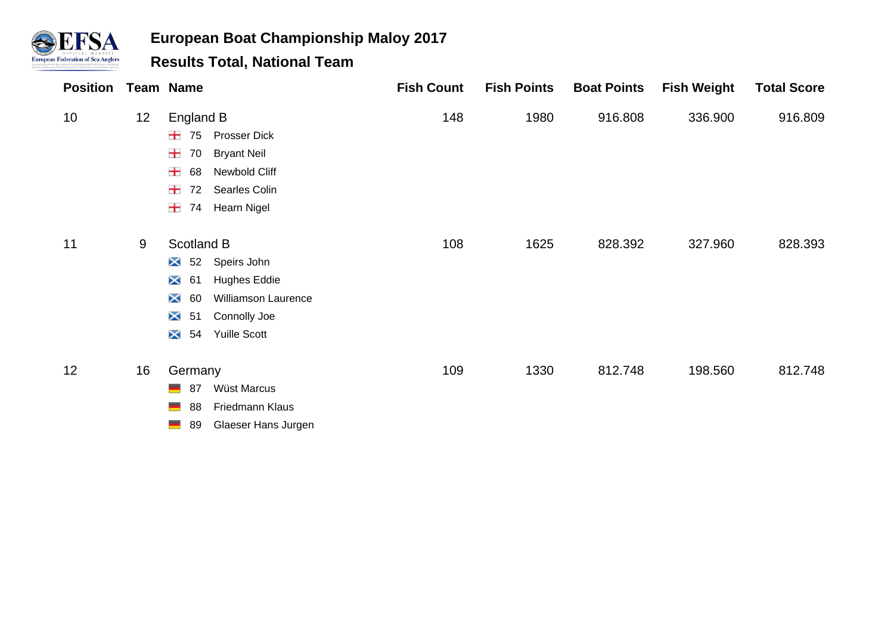**European Boat Championship Maloy 2017**

**Results Total, National Team**

| Position | Team | Name | Fish Count | Fish Points | Boat Points | Fish Weight | Total Score |
|---|---|---|---|---|---|---|---|
| 10 | 12 | England B | 148 | 1980 | 916.808 | 336.900 | 916.809 |
| | | 75 Prosser Dick | | | | | |
| | | 70 Bryant Neil | | | | | |
| | | 68 Newbold Cliff | | | | | |
| | | 72 Searles Colin | | | | | |
| | | 74 Hearn Nigel | | | | | |
| 11 | 9 | Scotland B | 108 | 1625 | 828.392 | 327.960 | 828.393 |
| | | 52 Speirs John | | | | | |
| | | 61 Hughes Eddie | | | | | |
| | | 60 Williamson Laurence | | | | | |
| | | 51 Connolly Joe | | | | | |
| | | 54 Yuille Scott | | | | | |
| 12 | 16 | Germany | 109 | 1330 | 812.748 | 198.560 | 812.748 |
| | | 87 Wüst Marcus | | | | | |
| | | 88 Friedmann Klaus | | | | | |
| | | 89 Glaeser Hans Jurgen | | | | | |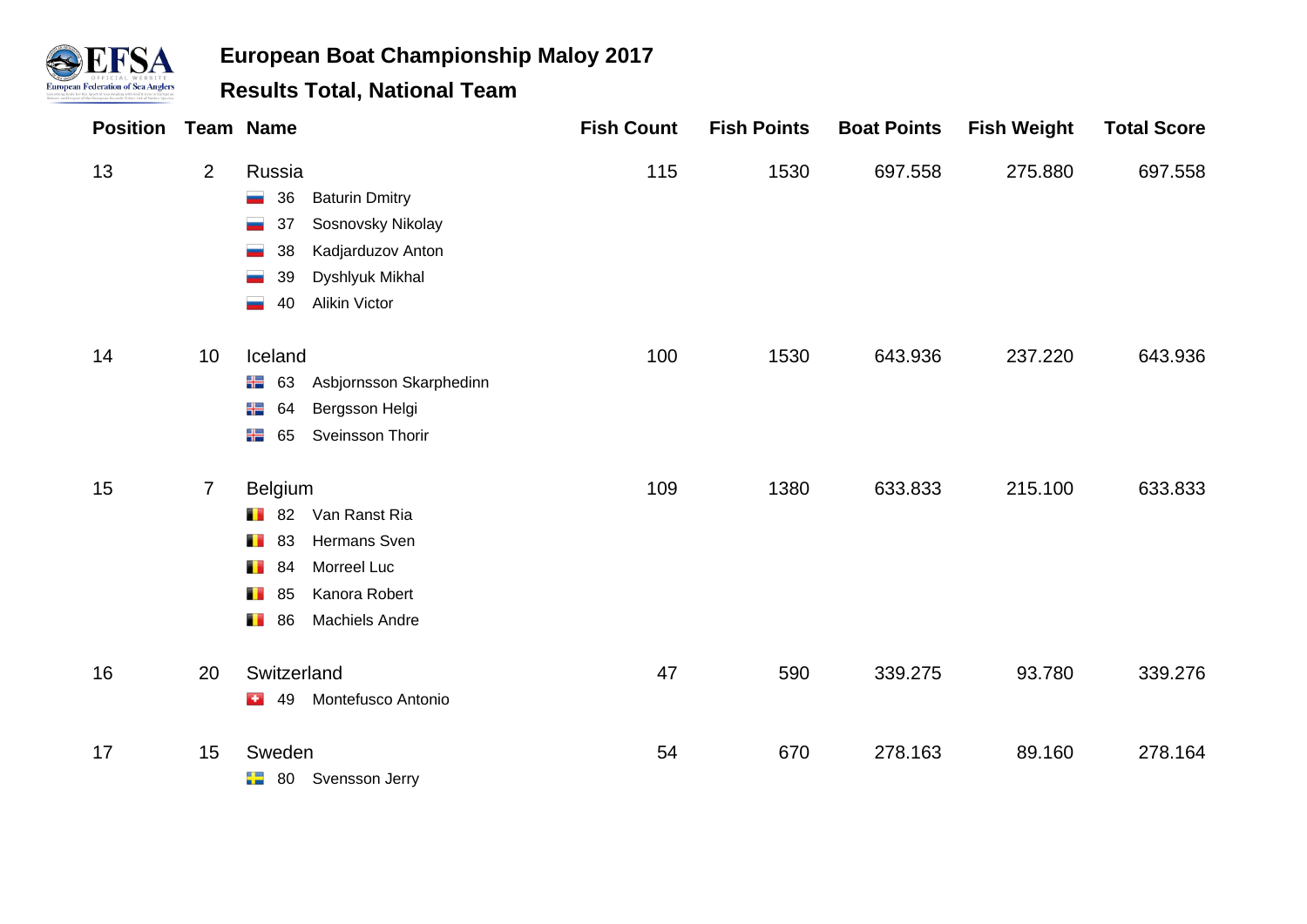## European Boat Championship Maloy 2017

## Results Total, National Team

| Position | Team | Name | Fish Count | Fish Points | Boat Points | Fish Weight | Total Score |
|---|---|---|---|---|---|---|---|
| 13 | 2 | Russia | 115 | 1530 | 697.558 | 275.880 | 697.558 |
| | | 36 Baturin Dmitry | | | | | |
| | | 37 Sosnovsky Nikolay | | | | | |
| | | 38 Kadjarduzov Anton | | | | | |
| | | 39 Dyshlyuk Mikhal | | | | | |
| | | 40 Alikin Victor | | | | | |
| 14 | 10 | Iceland | 100 | 1530 | 643.936 | 237.220 | 643.936 |
| | | 63 Asbjornsson Skarphedinn | | | | | |
| | | 64 Bergsson Helgi | | | | | |
| | | 65 Sveinsson Thorir | | | | | |
| 15 | 7 | Belgium | 109 | 1380 | 633.833 | 215.100 | 633.833 |
| | | 82 Van Ranst Ria | | | | | |
| | | 83 Hermans Sven | | | | | |
| | | 84 Morreel Luc | | | | | |
| | | 85 Kanora Robert | | | | | |
| | | 86 Machiels Andre | | | | | |
| 16 | 20 | Switzerland | 47 | 590 | 339.275 | 93.780 | 339.276 |
| | | 49 Montefusco Antonio | | | | | |
| 17 | 15 | Sweden | 54 | 670 | 278.163 | 89.160 | 278.164 |
| | | 80 Svensson Jerry | | | | | |